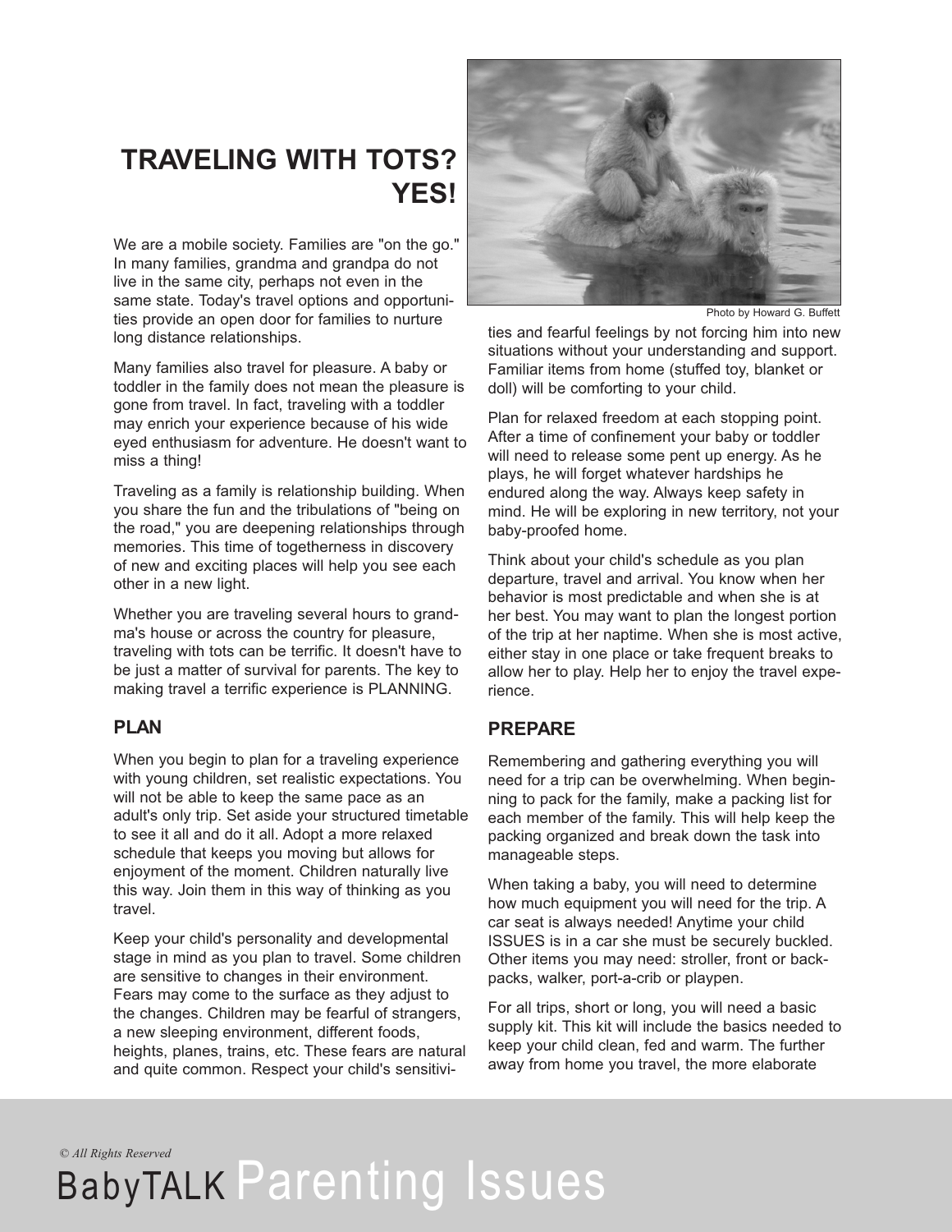# TRAVELING WITH TOTS? YES!

Photo by Howard G. Buffett

We are a mobile society. Families are "on the go." In many families, grandma and grandpa do not live in the same city, perhaps not even in the same state. Today's travel options and opportunities provide an open door for families to nurture long distance relationships.

Many families also travel for pleasure. A baby or toddler in the family does not mean the pleasure is gone from travel. In fact, traveling with a toddler may enrich your experience because of his wide eyed enthusiasm for adventure. He doesn't want to miss a thing!

Traveling as a family is relationship building. When you share the fun and the tribulations of "being on the road," you are deepening relationships through memories. This time of togetherness in discovery of new and exciting places will help you see each other in a new light.

Whether you are traveling several hours to grandma's house or across the country for pleasure, traveling with tots can be terrific. It doesn't have to be just a matter of survival for parents. The key to making travel a terrific experience is PLANNING.

## PLAN

When you begin to plan for a traveling experience with young children, set realistic expectations. You will not be able to keep the same pace as an adult's only trip. Set aside your structured timetable to see it all and do it all. Adopt a more relaxed schedule that keeps you moving but allows for enjoyment of the moment. Children naturally live this way. Join them in this way of thinking as you travel.

Keep your child's personality and developmental stage in mind as you plan to travel. Some children are sensitive to changes in their environment. Fears may come to the surface as they adjust to the changes. Children may be fearful of strangers, a new sleeping environment, different foods, heights, planes, trains, etc. These fears are natural and quite common. Respect your child's sensitivities and fearful feelings by not forcing him into new situations without your understanding and support. Familiar items from home (stuffed toy, blanket or doll) will be comforting to your child.

Plan for relaxed freedom at each stopping point. After a time of confinement your baby or toddler will need to release some pent up energy. As he plays, he will forget whatever hardships he endured along the way. Always keep safety in mind. He will be exploring in new territory, not your baby-proofed home.

Think about your child's schedule as you plan departure, travel and arrival. You know when her behavior is most predictable and when she is at her best. You may want to plan the longest portion of the trip at her naptime. When she is most active, either stay in one place or take frequent breaks to allow her to play. Help her to enjoy the travel experience.

## PREPARE

Remembering and gathering everything you will need for a trip can be overwhelming. When beginning to pack for the family, make a packing list for each member of the family. This will help keep the packing organized and break down the task into manageable steps.

When taking a baby, you will need to determine how much equipment you will need for the trip. A car seat is always needed! Anytime your child ISSUES is in a car she must be securely buckled. Other items you may need: stroller, front or backpacks, walker, port-a-crib or playpen.

For all trips, short or long, you will need a basic supply kit. This kit will include the basics needed to keep your child clean, fed and warm. The further away from home you travel, the more elaborate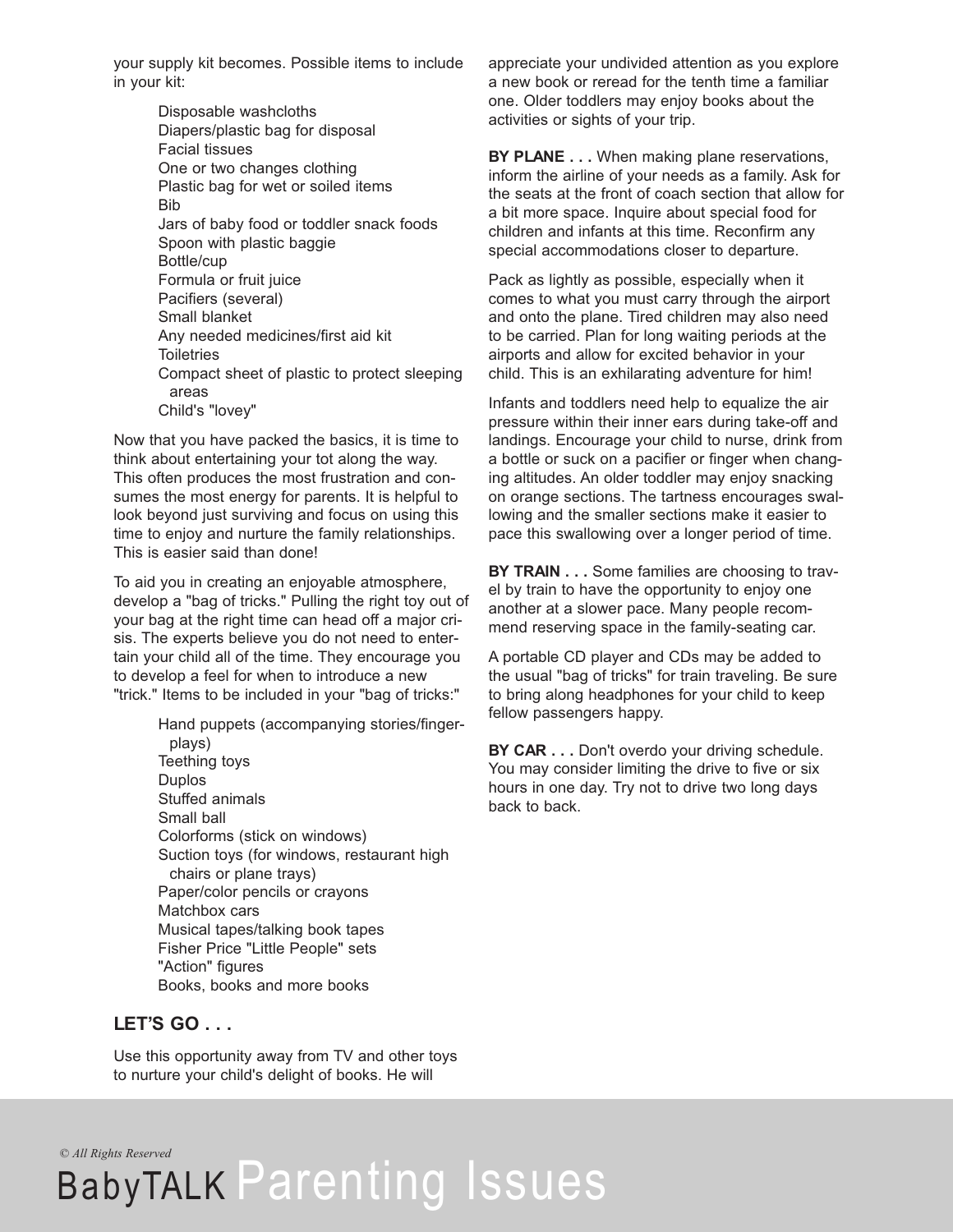your supply kit becomes. Possible items to include in your kit:

- Disposable washcloths
- Diapers/plastic bag for disposal
- Facial tissues
- One or two changes clothing
- Plastic bag for wet or soiled items
- Bib
- Jars of baby food or toddler snack foods
- Spoon with plastic baggie
- Bottle/cup
- Formula or fruit juice
- Pacifiers (several)
- Small blanket
- Any needed medicines/first aid kit
- Toiletries
- Compact sheet of plastic to protect sleeping areas
- Child's "lovey"

Now that you have packed the basics, it is time to think about entertaining your tot along the way. This often produces the most frustration and consumes the most energy for parents. It is helpful to look beyond just surviving and focus on using this time to enjoy and nurture the family relationships. This is easier said than done!

To aid you in creating an enjoyable atmosphere, develop a "bag of tricks." Pulling the right toy out of your bag at the right time can head off a major crisis. The experts believe you do not need to entertain your child all of the time. They encourage you to develop a feel for when to introduce a new "trick." Items to be included in your "bag of tricks:"

- Hand puppets (accompanying stories/fingerplays)
- Teething toys
- Duplos
- Stuffed animals
- Small ball
- Colorforms (stick on windows)
- Suction toys (for windows, restaurant high chairs or plane trays)
- Paper/color pencils or crayons
- Matchbox cars
- Musical tapes/talking book tapes
- Fisher Price "Little People" sets
- "Action" figures
- Books, books and more books

## LET'S GO . . .

Use this opportunity away from TV and other toys to nurture your child's delight of books. He will appreciate your undivided attention as you explore a new book or reread for the tenth time a familiar one. Older toddlers may enjoy books about the activities or sights of your trip.

**BY PLANE . . .** When making plane reservations, inform the airline of your needs as a family. Ask for the seats at the front of coach section that allow for a bit more space. Inquire about special food for children and infants at this time. Reconfirm any special accommodations closer to departure.

Pack as lightly as possible, especially when it comes to what you must carry through the airport and onto the plane. Tired children may also need to be carried. Plan for long waiting periods at the airports and allow for excited behavior in your child. This is an exhilarating adventure for him!

Infants and toddlers need help to equalize the air pressure within their inner ears during take-off and landings. Encourage your child to nurse, drink from a bottle or suck on a pacifier or finger when changing altitudes. An older toddler may enjoy snacking on orange sections. The tartness encourages swallowing and the smaller sections make it easier to pace this swallowing over a longer period of time.

**BY TRAIN . . .** Some families are choosing to travel by train to have the opportunity to enjoy one another at a slower pace. Many people recommend reserving space in the family-seating car.

A portable CD player and CDs may be added to the usual "bag of tricks" for train traveling. Be sure to bring along headphones for your child to keep fellow passengers happy.

**BY CAR . . .** Don't overdo your driving schedule. You may consider limiting the drive to five or six hours in one day. Try not to drive two long days back to back.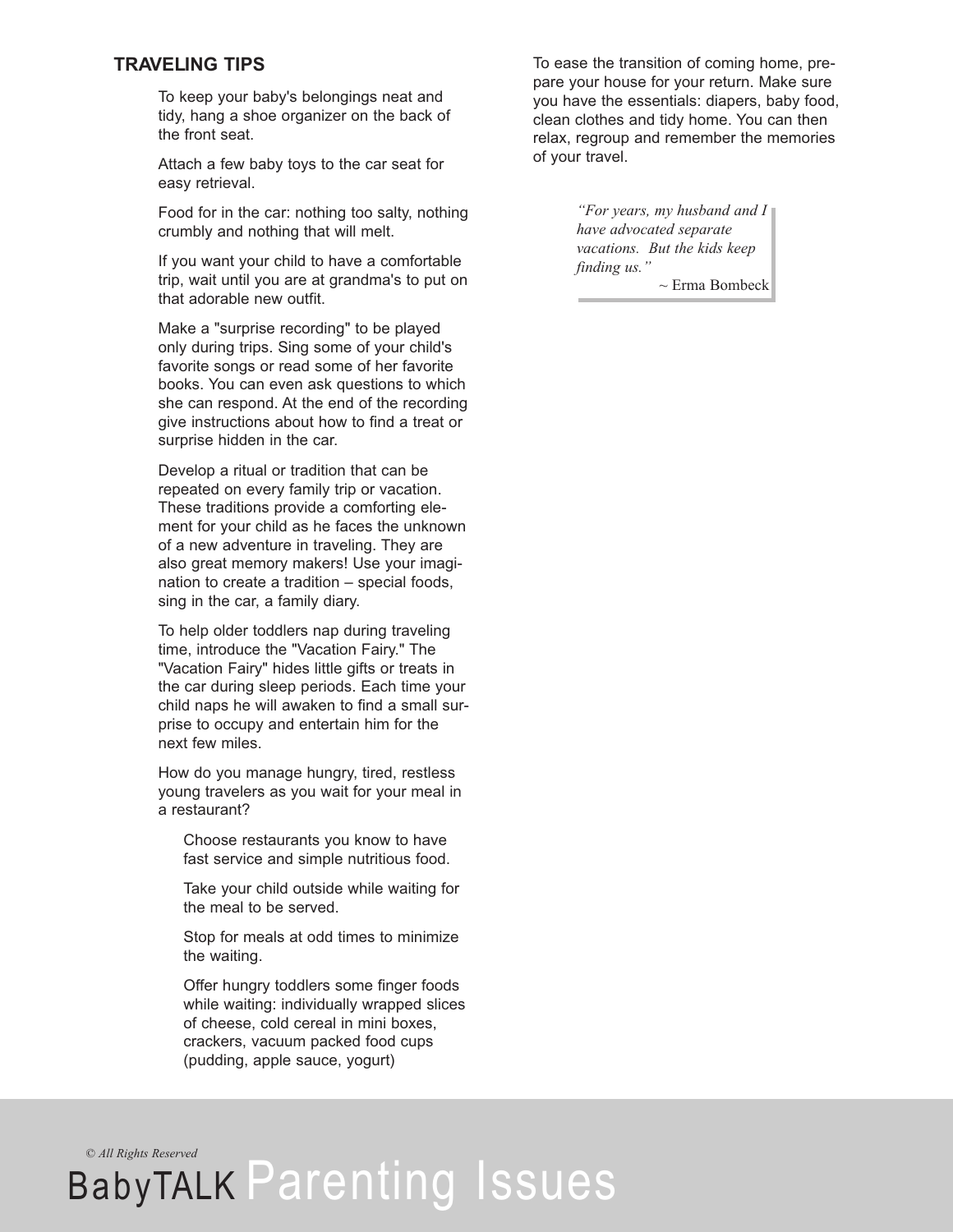## TRAVELING TIPS

To keep your baby's belongings neat and tidy, hang a shoe organizer on the back of the front seat.

Attach a few baby toys to the car seat for easy retrieval.

Food for in the car: nothing too salty, nothing crumbly and nothing that will melt.

If you want your child to have a comfortable trip, wait until you are at grandma's to put on that adorable new outfit.

Make a "surprise recording" to be played only during trips. Sing some of your child's favorite songs or read some of her favorite books. You can even ask questions to which she can respond. At the end of the recording give instructions about how to find a treat or surprise hidden in the car.

Develop a ritual or tradition that can be repeated on every family trip or vacation. These traditions provide a comforting element for your child as he faces the unknown of a new adventure in traveling. They are also great memory makers! Use your imagination to create a tradition – special foods, sing in the car, a family diary.

To help older toddlers nap during traveling time, introduce the "Vacation Fairy." The "Vacation Fairy" hides little gifts or treats in the car during sleep periods. Each time your child naps he will awaken to find a small surprise to occupy and entertain him for the next few miles.

How do you manage hungry, tired, restless young travelers as you wait for your meal in a restaurant?

Choose restaurants you know to have fast service and simple nutritious food.

Take your child outside while waiting for the meal to be served.

Stop for meals at odd times to minimize the waiting.

Offer hungry toddlers some finger foods while waiting: individually wrapped slices of cheese, cold cereal in mini boxes, crackers, vacuum packed food cups (pudding, apple sauce, yogurt)

To ease the transition of coming home, prepare your house for your return. Make sure you have the essentials: diapers, baby food, clean clothes and tidy home. You can then relax, regroup and remember the memories of your travel.

> *"For years, my husband and I have advocated separate vacations. But the kids keep finding us."*
>
> ~ Erma Bombeck

*© All Rights Reserved*

BabyTALK Parenting Issues